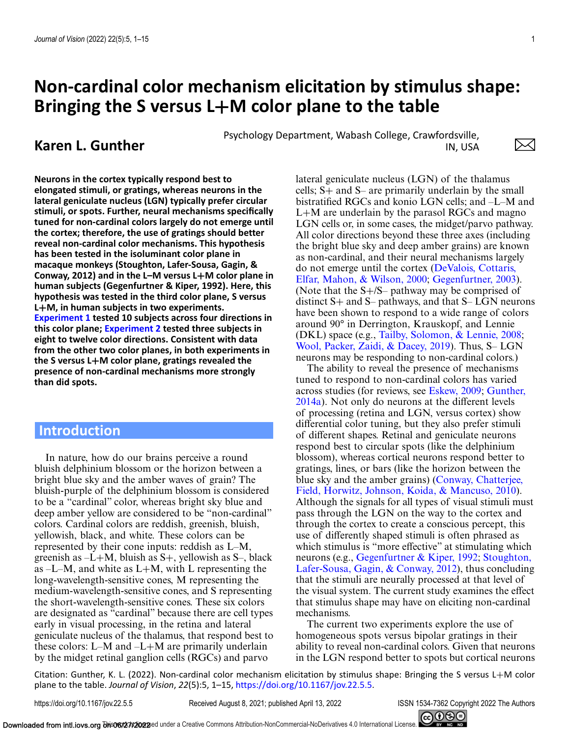# Non-cardinal color mechanism elicitation by stimulus shape: Bringing the S versus L+M color plane to the table

**Karen L. Gunther**

Psychology Department, Wabash College, Crawfordsville, IN, USA

**Neurons in the cortex typically respond best to elongated stimuli, or gratings, whereas neurons in the lateral geniculate nucleus (LGN) typically prefer circular stimuli, or spots. Further, neural mechanisms specifically tuned for non-cardinal colors largely do not emerge until the cortex; therefore, the use of gratings should better reveal non-cardinal color mechanisms. This hypothesis has been tested in the isoluminant color plane in macaque monkeys (Stoughton, Lafer-Sousa, Gagin, & Conway, 2012) and in the L–M versus L+M color plane in human subjects (Gegenfurtner & Kiper, 1992). Here, this hypothesis was tested in the third color plane, S versus L+M, in human subjects in two experiments. Experiment 1 tested 10 subjects across four directions in this color plane; Experiment 2 tested three subjects in eight to twelve color directions. Consistent with data from the other two color planes, in both experiments in the S versus L+M color plane, gratings revealed the presence of non-cardinal mechanisms more strongly than did spots.**

## Introduction

In nature, how do our brains perceive a round bluish delphinium blossom or the horizon between a bright blue sky and the amber waves of grain? The bluish-purple of the delphinium blossom is considered to be a "cardinal" color, whereas bright sky blue and deep amber yellow are considered to be "non-cardinal" colors. Cardinal colors are reddish, greenish, bluish, yellowish, black, and white. These colors can be represented by their cone inputs: reddish as L–M, greenish as –L+M, bluish as S+, yellowish as S–, black as –L–M, and white as L+M, with L representing the long-wavelength-sensitive cones, M representing the medium-wavelength-sensitive cones, and S representing the short-wavelength-sensitive cones. These six colors are designated as "cardinal" because there are cell types early in visual processing, in the retina and lateral geniculate nucleus of the thalamus, that respond best to these colors: L–M and –L+M are primarily underlain by the midget retinal ganglion cells (RGCs) and parvo lateral geniculate nucleus (LGN) of the thalamus cells; S+ and S– are primarily underlain by the small bistratified RGCs and konio LGN cells; and –L–M and L+M are underlain by the parasol RGCs and magno LGN cells or, in some cases, the midget/parvo pathway. All color directions beyond these three axes (including the bright blue sky and deep amber grains) are known as non-cardinal, and their neural mechanisms largely do not emerge until the cortex (DeValois, Cottaris, Elfar, Mahon, & Wilson, 2000; Gegenfurtner, 2003). (Note that the S+/S– pathway may be comprised of distinct S+ and S– pathways, and that S– LGN neurons have been shown to respond to a wide range of colors around 90° in Derrington, Krauskopf, and Lennie (DKL) space (e.g., Tailby, Solomon, & Lennie, 2008; Wool, Packer, Zaidi, & Dacey, 2019). Thus, S– LGN neurons may be responding to non-cardinal colors.)

The ability to reveal the presence of mechanisms tuned to respond to non-cardinal colors has varied across studies (for reviews, see Eskew, 2009; Gunther, 2014a). Not only do neurons at the different levels of processing (retina and LGN, versus cortex) show differential color tuning, but they also prefer stimuli of different shapes. Retinal and geniculate neurons respond best to circular spots (like the delphinium blossom), whereas cortical neurons respond better to gratings, lines, or bars (like the horizon between the blue sky and the amber grains) (Conway, Chatterjee, Field, Horwitz, Johnson, Koida, & Mancuso, 2010). Although the signals for all types of visual stimuli must pass through the LGN on the way to the cortex and through the cortex to create a conscious percept, this use of differently shaped stimuli is often phrased as which stimulus is "more effective" at stimulating which neurons (e.g., Gegenfurtner & Kiper, 1992; Stoughton, Lafer-Sousa, Gagin, & Conway, 2012), thus concluding that the stimuli are neurally processed at that level of the visual system. The current study examines the effect that stimulus shape may have on eliciting non-cardinal mechanisms.

The current two experiments explore the use of homogeneous spots versus bipolar gratings in their ability to reveal non-cardinal colors. Given that neurons in the LGN respond better to spots but cortical neurons

Citation: Gunther, K. L. (2022). Non-cardinal color mechanism elicitation by stimulus shape: Bringing the S versus L+M color plane to the table. *Journal of Vision*, *22*(5):5, 1–15, https://doi.org/10.1167/jov.22.5.5.

https://doi.org/10.1167/jov.22.5.5 Received August 8, 2021; published April 13, 2022 ISSN 1534-7362 Copyright 2022 The Authors

This work is licensed under a Creative Commons Attribution-NonCommercial-NoDerivatives 4.0 International License.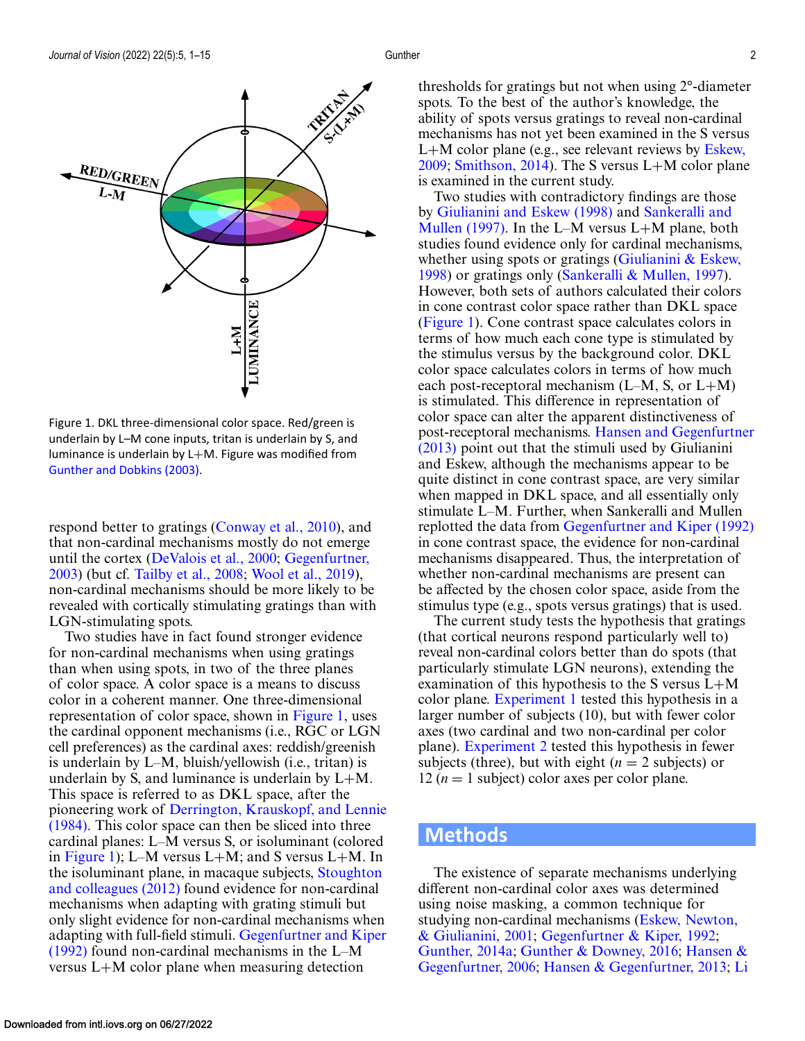TRITAN
S-(L+M)

RED/GREEN
L-M

L+M
LUMINANCE

Figure 1. DKL three-dimensional color space. Red/green is underlain by L–M cone inputs, tritan is underlain by S, and luminance is underlain by L+M. Figure was modified from Gunther and Dobkins (2003).

respond better to gratings (Conway et al., 2010), and that non-cardinal mechanisms mostly do not emerge until the cortex (DeValois et al., 2000; Gegenfurtner, 2003) (but cf. Tailby et al., 2008; Wool et al., 2019), non-cardinal mechanisms should be more likely to be revealed with cortically stimulating gratings than with LGN-stimulating spots.

Two studies have in fact found stronger evidence for non-cardinal mechanisms when using gratings than when using spots, in two of the three planes of color space. A color space is a means to discuss color in a coherent manner. One three-dimensional representation of color space, shown in Figure 1, uses the cardinal opponent mechanisms (i.e., RGC or LGN cell preferences) as the cardinal axes: reddish/greenish is underlain by L–M, bluish/yellowish (i.e., tritan) is underlain by S, and luminance is underlain by L+M. This space is referred to as DKL space, after the pioneering work of Derrington, Krauskopf, and Lennie (1984). This color space can then be sliced into three cardinal planes: L–M versus S, or isoluminant (colored in Figure 1); L–M versus L+M; and S versus L+M. In the isoluminant plane, in macaque subjects, Stoughton and colleagues (2012) found evidence for non-cardinal mechanisms when adapting with grating stimuli but only slight evidence for non-cardinal mechanisms when adapting with full-field stimuli. Gegenfurtner and Kiper (1992) found non-cardinal mechanisms in the L–M versus L+M color plane when measuring detection thresholds for gratings but not when using 2°-diameter spots. To the best of the author's knowledge, the ability of spots versus gratings to reveal non-cardinal mechanisms has not yet been examined in the S versus L+M color plane (e.g., see relevant reviews by Eskew, 2009; Smithson, 2014). The S versus L+M color plane is examined in the current study.

Two studies with contradictory findings are those by Giulianini and Eskew (1998) and Sankeralli and Mullen (1997). In the L–M versus L+M plane, both studies found evidence only for cardinal mechanisms, whether using spots or gratings (Giulianini & Eskew, 1998) or gratings only (Sankeralli & Mullen, 1997). However, both sets of authors calculated their colors in cone contrast color space rather than DKL space (Figure 1). Cone contrast space calculates colors in terms of how much each cone type is stimulated by the stimulus versus by the background color. DKL color space calculates colors in terms of how much each post-receptoral mechanism (L–M, S, or L+M) is stimulated. This difference in representation of color space can alter the apparent distinctiveness of post-receptoral mechanisms. Hansen and Gegenfurtner (2013) point out that the stimuli used by Giulianini and Eskew, although the mechanisms appear to be quite distinct in cone contrast space, are very similar when mapped in DKL space, and all essentially only stimulate L–M. Further, when Sankeralli and Mullen replotted the data from Gegenfurtner and Kiper (1992) in cone contrast space, the evidence for non-cardinal mechanisms disappeared. Thus, the interpretation of whether non-cardinal mechanisms are present can be affected by the chosen color space, aside from the stimulus type (e.g., spots versus gratings) that is used.

The current study tests the hypothesis that gratings (that cortical neurons respond particularly well to) reveal non-cardinal colors better than do spots (that particularly stimulate LGN neurons), extending the examination of this hypothesis to the S versus L+M color plane. Experiment 1 tested this hypothesis in a larger number of subjects (10), but with fewer color axes (two cardinal and two non-cardinal per color plane). Experiment 2 tested this hypothesis in fewer subjects (three), but with eight ($n = 2$ subjects) or 12 ($n = 1$ subject) color axes per color plane.

## Methods

The existence of separate mechanisms underlying different non-cardinal color axes was determined using noise masking, a common technique for studying non-cardinal mechanisms (Eskew, Newton, & Giulianini, 2001; Gegenfurtner & Kiper, 1992; Gunther, 2014a; Gunther & Downey, 2016; Hansen & Gegenfurtner, 2006; Hansen & Gegenfurtner, 2013; Li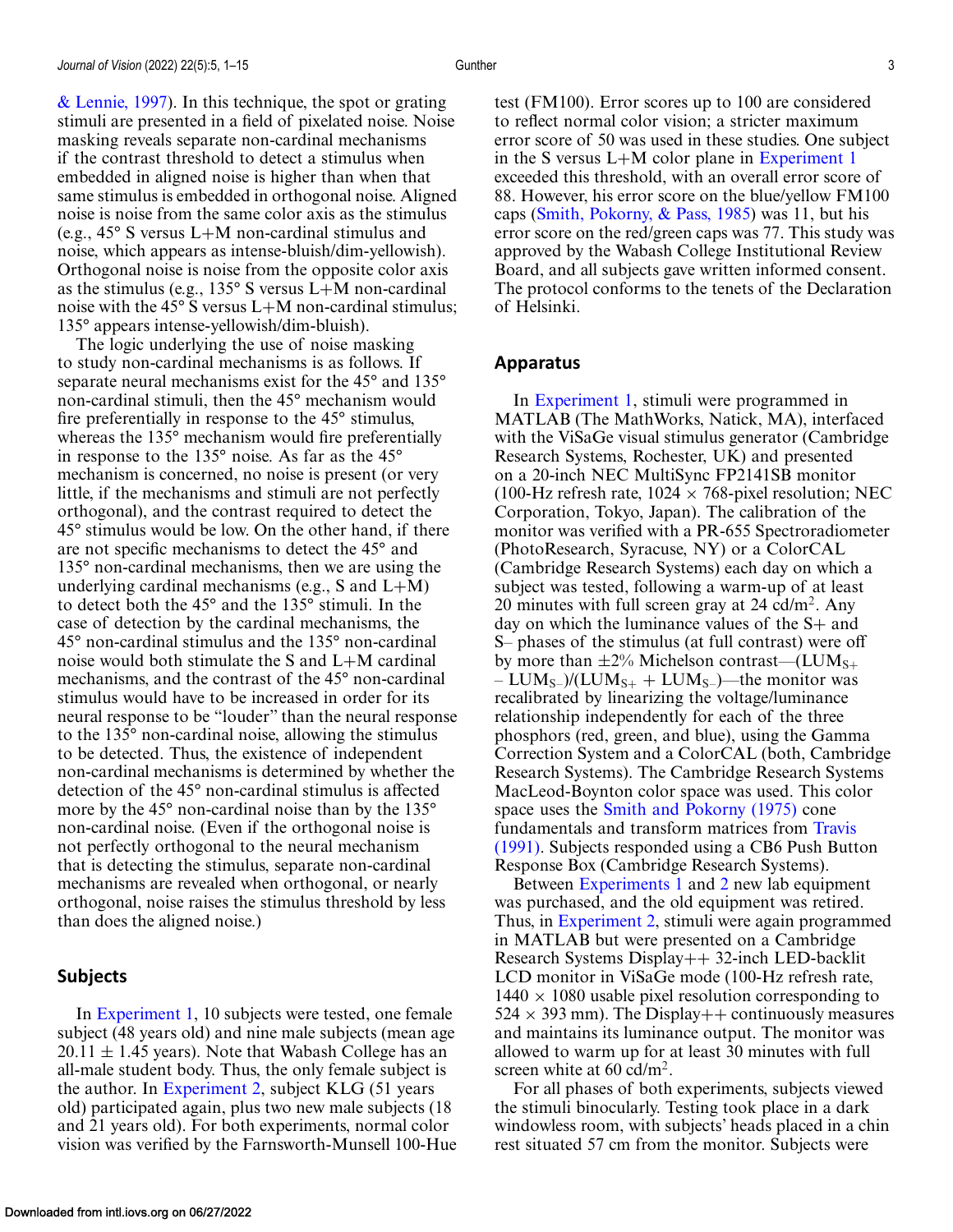& Lennie, 1997). In this technique, the spot or grating stimuli are presented in a field of pixelated noise. Noise masking reveals separate non-cardinal mechanisms if the contrast threshold to detect a stimulus when embedded in aligned noise is higher than when that same stimulus is embedded in orthogonal noise. Aligned noise is noise from the same color axis as the stimulus (e.g., 45° S versus L+M non-cardinal stimulus and noise, which appears as intense-bluish/dim-yellowish). Orthogonal noise is noise from the opposite color axis as the stimulus (e.g., 135° S versus L+M non-cardinal noise with the 45° S versus L+M non-cardinal stimulus; 135° appears intense-yellowish/dim-bluish).

The logic underlying the use of noise masking to study non-cardinal mechanisms is as follows. If separate neural mechanisms exist for the 45° and 135° non-cardinal stimuli, then the 45° mechanism would fire preferentially in response to the 45° stimulus, whereas the 135° mechanism would fire preferentially in response to the 135° noise. As far as the 45° mechanism is concerned, no noise is present (or very little, if the mechanisms and stimuli are not perfectly orthogonal), and the contrast required to detect the 45° stimulus would be low. On the other hand, if there are not specific mechanisms to detect the 45° and 135° non-cardinal mechanisms, then we are using the underlying cardinal mechanisms (e.g., S and L+M) to detect both the 45° and the 135° stimuli. In the case of detection by the cardinal mechanisms, the 45° non-cardinal stimulus and the 135° non-cardinal noise would both stimulate the S and L+M cardinal mechanisms, and the contrast of the 45° non-cardinal stimulus would have to be increased in order for its neural response to be "louder" than the neural response to the 135° non-cardinal noise, allowing the stimulus to be detected. Thus, the existence of independent non-cardinal mechanisms is determined by whether the detection of the 45° non-cardinal stimulus is affected more by the 45° non-cardinal noise than by the 135° non-cardinal noise. (Even if the orthogonal noise is not perfectly orthogonal to the neural mechanism that is detecting the stimulus, separate non-cardinal mechanisms are revealed when orthogonal, or nearly orthogonal, noise raises the stimulus threshold by less than does the aligned noise.)

## Subjects

In Experiment 1, 10 subjects were tested, one female subject (48 years old) and nine male subjects (mean age $20.11 \pm 1.45$ years). Note that Wabash College has an all-male student body. Thus, the only female subject is the author. In Experiment 2, subject KLG (51 years old) participated again, plus two new male subjects (18 and 21 years old). For both experiments, normal color vision was verified by the Farnsworth-Munsell 100-Hue test (FM100). Error scores up to 100 are considered to reflect normal color vision; a stricter maximum error score of 50 was used in these studies. One subject in the S versus L+M color plane in Experiment 1 exceeded this threshold, with an overall error score of 88. However, his error score on the blue/yellow FM100 caps (Smith, Pokorny, & Pass, 1985) was 11, but his error score on the red/green caps was 77. This study was approved by the Wabash College Institutional Review Board, and all subjects gave written informed consent. The protocol conforms to the tenets of the Declaration of Helsinki.

## Apparatus

In Experiment 1, stimuli were programmed in MATLAB (The MathWorks, Natick, MA), interfaced with the ViSaGe visual stimulus generator (Cambridge Research Systems, Rochester, UK) and presented on a 20-inch NEC MultiSync FP2141SB monitor (100-Hz refresh rate, $1024 \times 768$-pixel resolution; NEC Corporation, Tokyo, Japan). The calibration of the monitor was verified with a PR-655 Spectroradiometer (PhotoResearch, Syracuse, NY) or a ColorCAL (Cambridge Research Systems) each day on which a subject was tested, following a warm-up of at least 20 minutes with full screen gray at 24 cd/m$^2$. Any day on which the luminance values of the S+ and S– phases of the stimulus (at full contrast) were off by more than ±2% Michelson contrast—$(LUM_{S+} - LUM_{S-})/(LUM_{S+} + LUM_{S-})$—the monitor was recalibrated by linearizing the voltage/luminance relationship independently for each of the three phosphors (red, green, and blue), using the Gamma Correction System and a ColorCAL (both, Cambridge Research Systems). The Cambridge Research Systems MacLeod-Boynton color space was used. This color space uses the Smith and Pokorny (1975) cone fundamentals and transform matrices from Travis (1991). Subjects responded using a CB6 Push Button Response Box (Cambridge Research Systems).

Between Experiments 1 and 2 new lab equipment was purchased, and the old equipment was retired. Thus, in Experiment 2, stimuli were again programmed in MATLAB but were presented on a Cambridge Research Systems Display++ 32-inch LED-backlit LCD monitor in ViSaGe mode (100-Hz refresh rate, $1440 \times 1080$ usable pixel resolution corresponding to $524 \times 393$ mm). The Display++ continuously measures and maintains its luminance output. The monitor was allowed to warm up for at least 30 minutes with full screen white at 60 cd/m$^2$.

For all phases of both experiments, subjects viewed the stimuli binocularly. Testing took place in a dark windowless room, with subjects' heads placed in a chin rest situated 57 cm from the monitor. Subjects were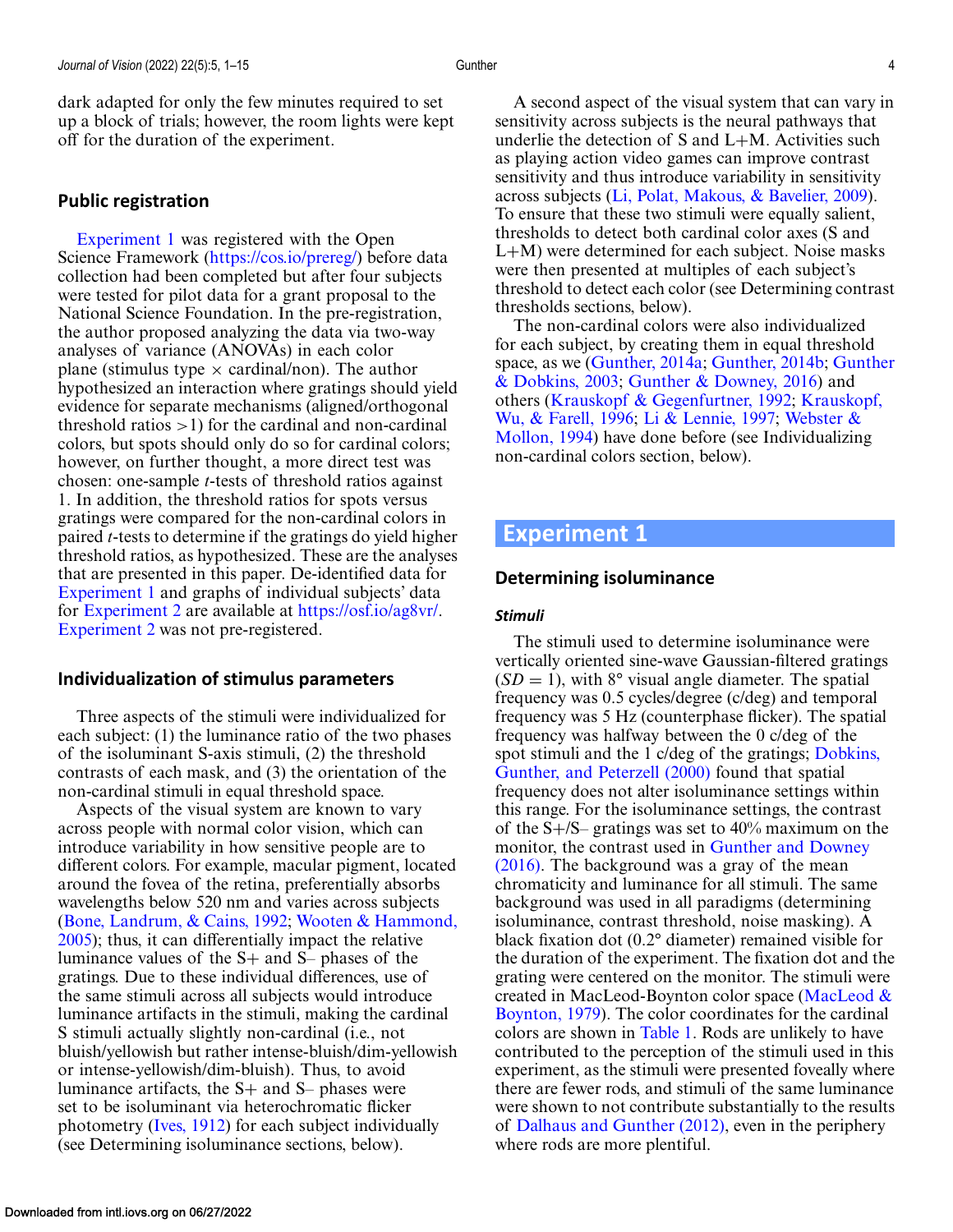dark adapted for only the few minutes required to set up a block of trials; however, the room lights were kept off for the duration of the experiment.

### Public registration

Experiment 1 was registered with the Open Science Framework (https://cos.io/prereg/) before data collection had been completed but after four subjects were tested for pilot data for a grant proposal to the National Science Foundation. In the pre-registration, the author proposed analyzing the data via two-way analyses of variance (ANOVAs) in each color plane (stimulus type × cardinal/non). The author hypothesized an interaction where gratings should yield evidence for separate mechanisms (aligned/orthogonal threshold ratios >1) for the cardinal and non-cardinal colors, but spots should only do so for cardinal colors; however, on further thought, a more direct test was chosen: one-sample *t*-tests of threshold ratios against 1. In addition, the threshold ratios for spots versus gratings were compared for the non-cardinal colors in paired *t*-tests to determine if the gratings do yield higher threshold ratios, as hypothesized. These are the analyses that are presented in this paper. De-identified data for Experiment 1 and graphs of individual subjects' data for Experiment 2 are available at https://osf.io/ag8vr/. Experiment 2 was not pre-registered.

### Individualization of stimulus parameters

Three aspects of the stimuli were individualized for each subject: (1) the luminance ratio of the two phases of the isoluminant S-axis stimuli, (2) the threshold contrasts of each mask, and (3) the orientation of the non-cardinal stimuli in equal threshold space.

Aspects of the visual system are known to vary across people with normal color vision, which can introduce variability in how sensitive people are to different colors. For example, macular pigment, located around the fovea of the retina, preferentially absorbs wavelengths below 520 nm and varies across subjects (Bone, Landrum, & Cains, 1992; Wooten & Hammond, 2005); thus, it can differentially impact the relative luminance values of the S+ and S– phases of the gratings. Due to these individual differences, use of the same stimuli across all subjects would introduce luminance artifacts in the stimuli, making the cardinal S stimuli actually slightly non-cardinal (i.e., not bluish/yellowish but rather intense-bluish/dim-yellowish or intense-yellowish/dim-bluish). Thus, to avoid luminance artifacts, the S+ and S– phases were set to be isoluminant via heterochromatic flicker photometry (Ives, 1912) for each subject individually (see Determining isoluminance sections, below).

A second aspect of the visual system that can vary in sensitivity across subjects is the neural pathways that underlie the detection of S and L+M. Activities such as playing action video games can improve contrast sensitivity and thus introduce variability in sensitivity across subjects (Li, Polat, Makous, & Bavelier, 2009). To ensure that these two stimuli were equally salient, thresholds to detect both cardinal color axes (S and L+M) were determined for each subject. Noise masks were then presented at multiples of each subject's threshold to detect each color (see Determining contrast thresholds sections, below).

The non-cardinal colors were also individualized for each subject, by creating them in equal threshold space, as we (Gunther, 2014a; Gunther, 2014b; Gunther & Dobkins, 2003; Gunther & Downey, 2016) and others (Krauskopf & Gegenfurtner, 1992; Krauskopf, Wu, & Farell, 1996; Li & Lennie, 1997; Webster & Mollon, 1994) have done before (see Individualizing non-cardinal colors section, below).

## Experiment 1

### Determining isoluminance

#### *Stimuli*

The stimuli used to determine isoluminance were vertically oriented sine-wave Gaussian-filtered gratings ($SD = 1$), with 8° visual angle diameter. The spatial frequency was 0.5 cycles/degree (c/deg) and temporal frequency was 5 Hz (counterphase flicker). The spatial frequency was halfway between the 0 c/deg of the spot stimuli and the 1 c/deg of the gratings; Dobkins, Gunther, and Peterzell (2000) found that spatial frequency does not alter isoluminance settings within this range. For the isoluminance settings, the contrast of the S+/S– gratings was set to 40% maximum on the monitor, the contrast used in Gunther and Downey (2016). The background was a gray of the mean chromaticity and luminance for all stimuli. The same background was used in all paradigms (determining isoluminance, contrast threshold, noise masking). A black fixation dot (0.2° diameter) remained visible for the duration of the experiment. The fixation dot and the grating were centered on the monitor. The stimuli were created in MacLeod-Boynton color space (MacLeod & Boynton, 1979). The color coordinates for the cardinal colors are shown in Table 1. Rods are unlikely to have contributed to the perception of the stimuli used in this experiment, as the stimuli were presented foveally where there are fewer rods, and stimuli of the same luminance were shown to not contribute substantially to the results of Dalhaus and Gunther (2012), even in the periphery where rods are more plentiful.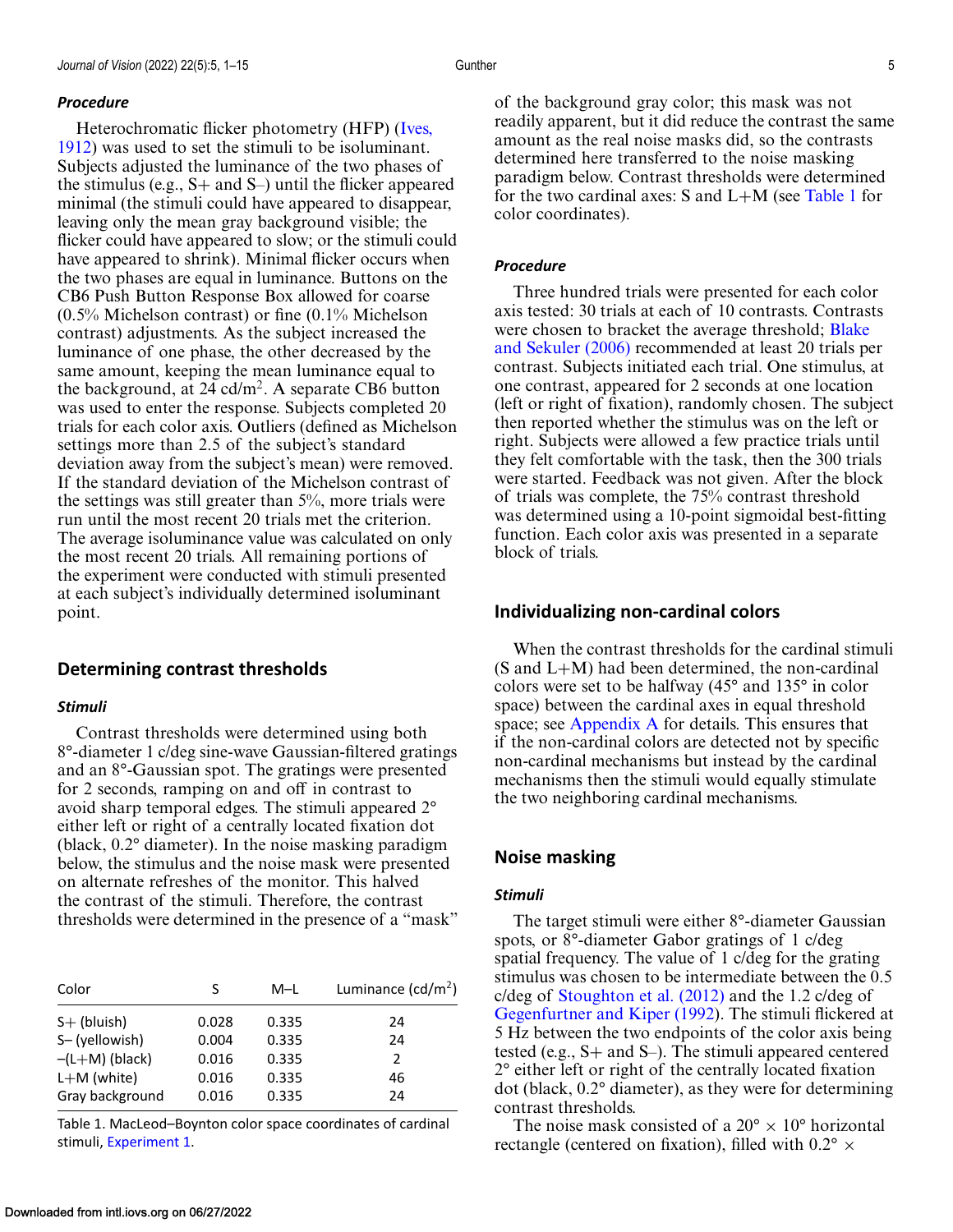### *Procedure*

Heterochromatic flicker photometry (HFP) (Ives, 1912) was used to set the stimuli to be isoluminant. Subjects adjusted the luminance of the two phases of the stimulus (e.g., S+ and S–) until the flicker appeared minimal (the stimuli could have appeared to disappear, leaving only the mean gray background visible; the flicker could have appeared to slow; or the stimuli could have appeared to shrink). Minimal flicker occurs when the two phases are equal in luminance. Buttons on the CB6 Push Button Response Box allowed for coarse (0.5% Michelson contrast) or fine (0.1% Michelson contrast) adjustments. As the subject increased the luminance of one phase, the other decreased by the same amount, keeping the mean luminance equal to the background, at 24 cd/m$^2$. A separate CB6 button was used to enter the response. Subjects completed 20 trials for each color axis. Outliers (defined as Michelson settings more than 2.5 of the subject's standard deviation away from the subject's mean) were removed. If the standard deviation of the Michelson contrast of the settings was still greater than 5%, more trials were run until the most recent 20 trials met the criterion. The average isoluminance value was calculated on only the most recent 20 trials. All remaining portions of the experiment were conducted with stimuli presented at each subject's individually determined isoluminant point.

## Determining contrast thresholds

### *Stimuli*

Contrast thresholds were determined using both 8°-diameter 1 c/deg sine-wave Gaussian-filtered gratings and an 8°-Gaussian spot. The gratings were presented for 2 seconds, ramping on and off in contrast to avoid sharp temporal edges. The stimuli appeared 2° either left or right of a centrally located fixation dot (black, 0.2° diameter). In the noise masking paradigm below, the stimulus and the noise mask were presented on alternate refreshes of the monitor. This halved the contrast of the stimuli. Therefore, the contrast thresholds were determined in the presence of a "mask" of the background gray color; this mask was not readily apparent, but it did reduce the contrast the same amount as the real noise masks did, so the contrasts determined here transferred to the noise masking paradigm below. Contrast thresholds were determined for the two cardinal axes: S and L+M (see Table 1 for color coordinates).

| Color | S | M–L | Luminance (cd/m$^2$) |
|---|---|---|---|
| S+ (bluish) | 0.028 | 0.335 | 24 |
| S– (yellowish) | 0.004 | 0.335 | 24 |
| –(L+M) (black) | 0.016 | 0.335 | 2 |
| L+M (white) | 0.016 | 0.335 | 46 |
| Gray background | 0.016 | 0.335 | 24 |

Table 1. MacLeod–Boynton color space coordinates of cardinal stimuli, Experiment 1.

### *Procedure*

Three hundred trials were presented for each color axis tested: 30 trials at each of 10 contrasts. Contrasts were chosen to bracket the average threshold; Blake and Sekuler (2006) recommended at least 20 trials per contrast. Subjects initiated each trial. One stimulus, at one contrast, appeared for 2 seconds at one location (left or right of fixation), randomly chosen. The subject then reported whether the stimulus was on the left or right. Subjects were allowed a few practice trials until they felt comfortable with the task, then the 300 trials were started. Feedback was not given. After the block of trials was complete, the 75% contrast threshold was determined using a 10-point sigmoidal best-fitting function. Each color axis was presented in a separate block of trials.

## Individualizing non-cardinal colors

When the contrast thresholds for the cardinal stimuli (S and L+M) had been determined, the non-cardinal colors were set to be halfway (45° and 135° in color space) between the cardinal axes in equal threshold space; see Appendix A for details. This ensures that if the non-cardinal colors are detected not by specific non-cardinal mechanisms but instead by the cardinal mechanisms then the stimuli would equally stimulate the two neighboring cardinal mechanisms.

## Noise masking

### *Stimuli*

The target stimuli were either 8°-diameter Gaussian spots, or 8°-diameter Gabor gratings of 1 c/deg spatial frequency. The value of 1 c/deg for the grating stimulus was chosen to be intermediate between the 0.5 c/deg of Stoughton et al. (2012) and the 1.2 c/deg of Gegenfurtner and Kiper (1992). The stimuli flickered at 5 Hz between the two endpoints of the color axis being tested (e.g., S+ and S–). The stimuli appeared centered 2° either left or right of the centrally located fixation dot (black, 0.2° diameter), as they were for determining contrast thresholds.

The noise mask consisted of a 20° × 10° horizontal rectangle (centered on fixation), filled with 0.2° ×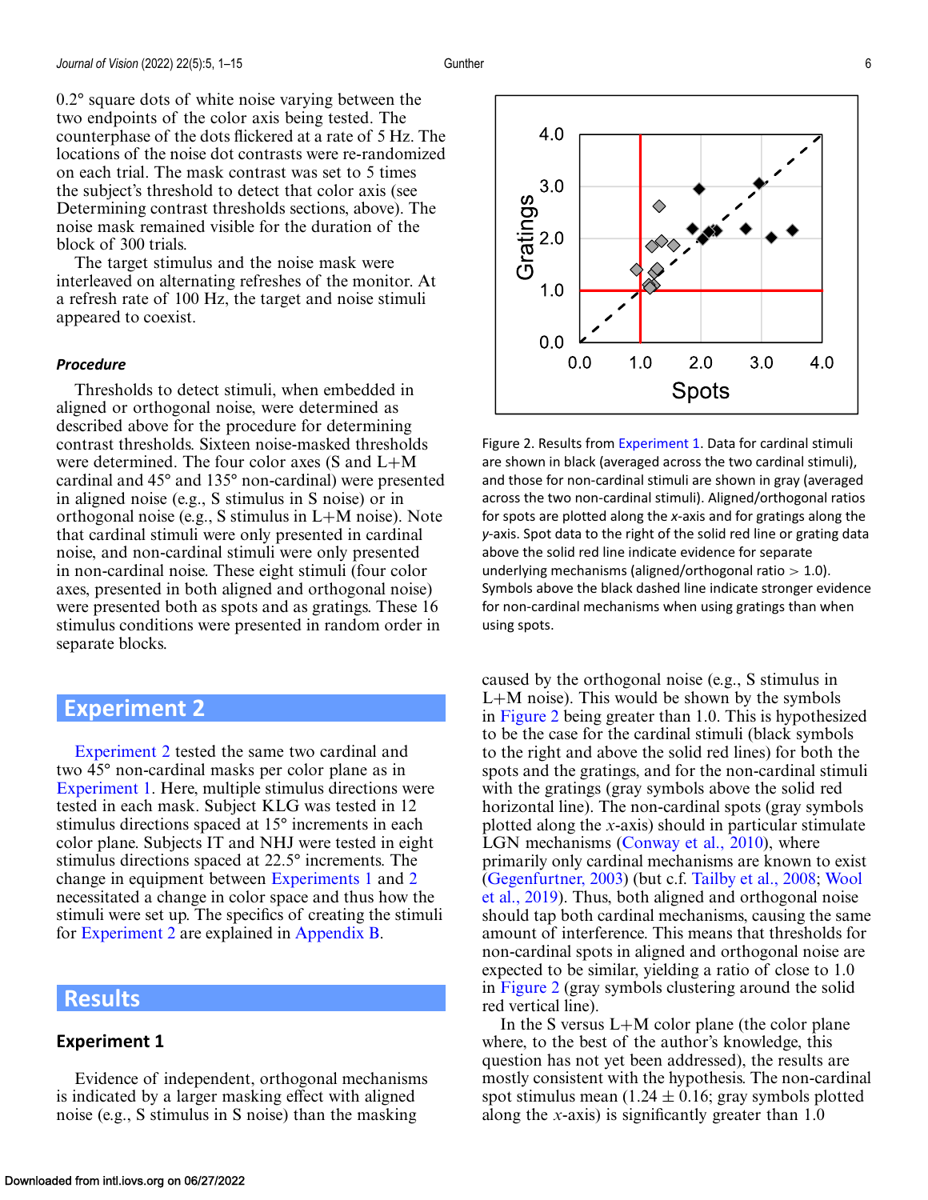0.2° square dots of white noise varying between the two endpoints of the color axis being tested. The counterphase of the dots flickered at a rate of 5 Hz. The locations of the noise dot contrasts were re-randomized on each trial. The mask contrast was set to 5 times the subject's threshold to detect that color axis (see Determining contrast thresholds sections, above). The noise mask remained visible for the duration of the block of 300 trials.

The target stimulus and the noise mask were interleaved on alternating refreshes of the monitor. At a refresh rate of 100 Hz, the target and noise stimuli appeared to coexist.

### *Procedure*

Thresholds to detect stimuli, when embedded in aligned or orthogonal noise, were determined as described above for the procedure for determining contrast thresholds. Sixteen noise-masked thresholds were determined. The four color axes (S and L+M cardinal and 45° and 135° non-cardinal) were presented in aligned noise (e.g., S stimulus in S noise) or in orthogonal noise (e.g., S stimulus in L+M noise). Note that cardinal stimuli were only presented in cardinal noise, and non-cardinal stimuli were only presented in non-cardinal noise. These eight stimuli (four color axes, presented in both aligned and orthogonal noise) were presented both as spots and as gratings. These 16 stimulus conditions were presented in random order in separate blocks.

## Experiment 2

Experiment 2 tested the same two cardinal and two 45° non-cardinal masks per color plane as in Experiment 1. Here, multiple stimulus directions were tested in each mask. Subject KLG was tested in 12 stimulus directions spaced at 15° increments in each color plane. Subjects IT and NHJ were tested in eight stimulus directions spaced at 22.5° increments. The change in equipment between Experiments 1 and 2 necessitated a change in color space and thus how the stimuli were set up. The specifics of creating the stimuli for Experiment 2 are explained in Appendix B.

## Results

### Experiment 1

Evidence of independent, orthogonal mechanisms is indicated by a larger masking effect with aligned noise (e.g., S stimulus in S noise) than the masking caused by the orthogonal noise (e.g., S stimulus in L+M noise). This would be shown by the symbols in Figure 2 being greater than 1.0. This is hypothesized to be the case for the cardinal stimuli (black symbols to the right and above the solid red lines) for both the spots and the gratings, and for the non-cardinal stimuli with the gratings (gray symbols above the solid red horizontal line). The non-cardinal spots (gray symbols plotted along the $x$-axis) should in particular stimulate LGN mechanisms (Conway et al., 2010), where primarily only cardinal mechanisms are known to exist (Gegenfurtner, 2003) (but c.f. Tailby et al., 2008; Wool et al., 2019). Thus, both aligned and orthogonal noise should tap both cardinal mechanisms, causing the same amount of interference. This means that thresholds for non-cardinal spots in aligned and orthogonal noise are expected to be similar, yielding a ratio of close to 1.0 in Figure 2 (gray symbols clustering around the solid red vertical line).

Gratings
4.0
3.0
2.0
1.0
0.0
0.0
1.0
2.0
3.0
4.0
Spots

Figure 2. Results from Experiment 1. Data for cardinal stimuli are shown in black (averaged across the two cardinal stimuli), and those for non-cardinal stimuli are shown in gray (averaged across the two non-cardinal stimuli). Aligned/orthogonal ratios for spots are plotted along the $x$-axis and for gratings along the $y$-axis. Spot data to the right of the solid red line or grating data above the solid red line indicate evidence for separate underlying mechanisms (aligned/orthogonal ratio > 1.0). Symbols above the black dashed line indicate stronger evidence for non-cardinal mechanisms when using gratings than when using spots.

In the S versus L+M color plane (the color plane where, to the best of the author's knowledge, this question has not yet been addressed), the results are mostly consistent with the hypothesis. The non-cardinal spot stimulus mean ($1.24 \pm 0.16$; gray symbols plotted along the $x$-axis) is significantly greater than 1.0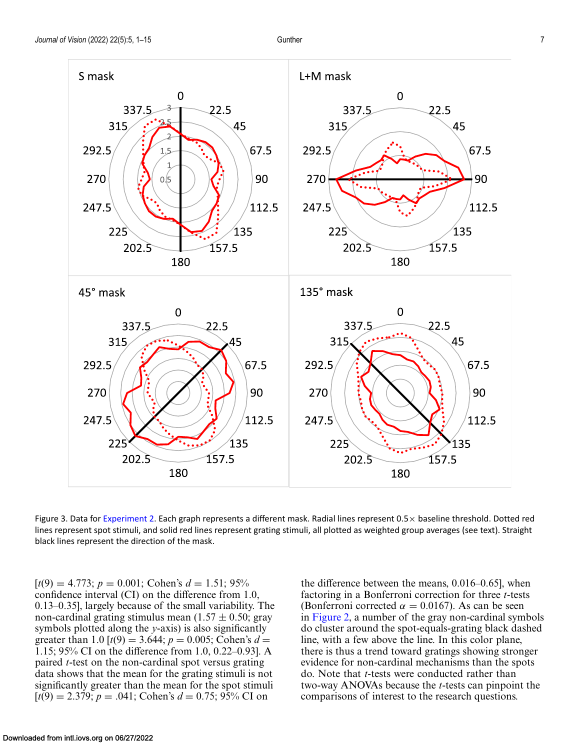S mask

0
22.5
45
67.5
90
112.5
135
157.5
180
202.5
225
247.5
270
292.5
315
337.5

3
2.5
2
1.5
1
0.5

L+M mask

0
22.5
45
67.5
90
112.5
135
157.5
180
202.5
225
247.5
270
292.5
315
337.5

45° mask

0
22.5
45
67.5
90
112.5
135
157.5
180
202.5
225
247.5
270
292.5
315
337.5

135° mask

0
22.5
45
67.5
90
112.5
135
157.5
180
202.5
225
247.5
270
292.5
315
337.5

Figure 3. Data for Experiment 2. Each graph represents a different mask. Radial lines represent 0.5× baseline threshold. Dotted red lines represent spot stimuli, and solid red lines represent grating stimuli, all plotted as weighted group averages (see text). Straight black lines represent the direction of the mask.

[$t(9) = 4.773$; $p = 0.001$; Cohen's $d = 1.51$; 95% confidence interval (CI) on the difference from 1.0, 0.13–0.35], largely because of the small variability. The non-cardinal grating stimulus mean ($1.57 \pm 0.50$; gray symbols plotted along the $y$-axis) is also significantly greater than 1.0 [$t(9) = 3.644$; $p = 0.005$; Cohen's $d = 1.15$; 95% CI on the difference from 1.0, 0.22–0.93]. A paired $t$-test on the non-cardinal spot versus grating data shows that the mean for the grating stimuli is not significantly greater than the mean for the spot stimuli [$t(9) = 2.379$; $p = .041$; Cohen's $d = 0.75$; 95% CI on the difference between the means, 0.016–0.65], when factoring in a Bonferroni correction for three $t$-tests (Bonferroni corrected $\alpha = 0.0167$). As can be seen in Figure 2, a number of the gray non-cardinal symbols do cluster around the spot-equals-grating black dashed line, with a few above the line. In this color plane, there is thus a trend toward gratings showing stronger evidence for non-cardinal mechanisms than the spots do. Note that $t$-tests were conducted rather than two-way ANOVAs because the $t$-tests can pinpoint the comparisons of interest to the research questions.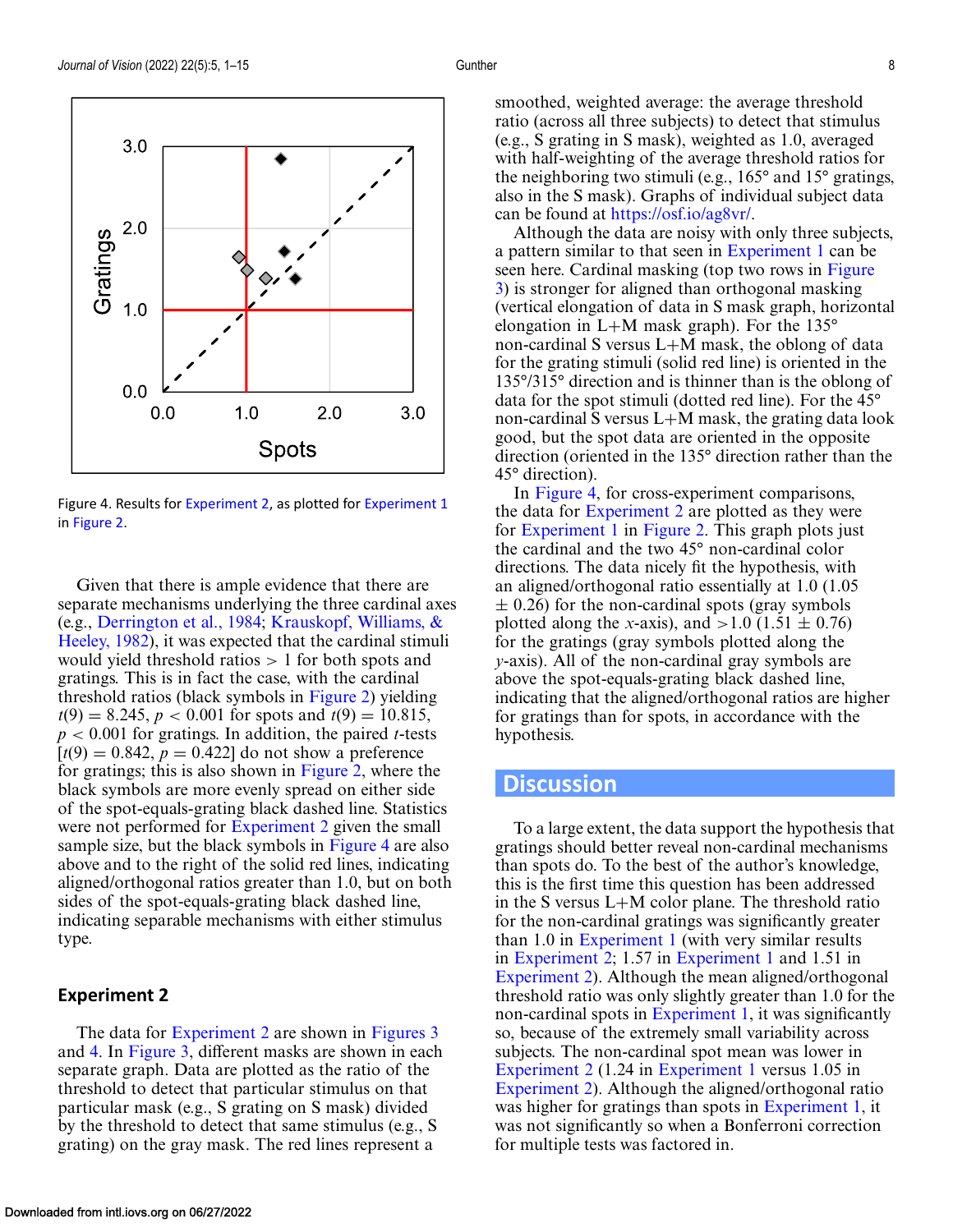3.0

2.0

1.0

0.0

0.0

1.0

2.0

3.0

Gratings

Spots

Figure 4. Results for Experiment 2, as plotted for Experiment 1 in Figure 2.

Given that there is ample evidence that there are separate mechanisms underlying the three cardinal axes (e.g., Derrington et al., 1984; Krauskopf, Williams, & Heeley, 1982), it was expected that the cardinal stimuli would yield threshold ratios > 1 for both spots and gratings. This is in fact the case, with the cardinal threshold ratios (black symbols in Figure 2) yielding $t(9) = 8.245$, $p < 0.001$ for spots and $t(9) = 10.815$, $p < 0.001$ for gratings. In addition, the paired $t$-tests [$t(9) = 0.842$, $p = 0.422$] do not show a preference for gratings; this is also shown in Figure 2, where the black symbols are more evenly spread on either side of the spot-equals-grating black dashed line. Statistics were not performed for Experiment 2 given the small sample size, but the black symbols in Figure 4 are also above and to the right of the solid red lines, indicating aligned/orthogonal ratios greater than 1.0, but on both sides of the spot-equals-grating black dashed line, indicating separable mechanisms with either stimulus type.

## Experiment 2

The data for Experiment 2 are shown in Figures 3 and 4. In Figure 3, different masks are shown in each separate graph. Data are plotted as the ratio of the threshold to detect that particular stimulus on that particular mask (e.g., S grating on S mask) divided by the threshold to detect that same stimulus (e.g., S grating) on the gray mask. The red lines represent a smoothed, weighted average: the average threshold ratio (across all three subjects) to detect that stimulus (e.g., S grating in S mask), weighted as 1.0, averaged with half-weighting of the average threshold ratios for the neighboring two stimuli (e.g., 165° and 15° gratings, also in the S mask). Graphs of individual subject data can be found at https://osf.io/ag8vr/.

Although the data are noisy with only three subjects, a pattern similar to that seen in Experiment 1 can be seen here. Cardinal masking (top two rows in Figure 3) is stronger for aligned than orthogonal masking (vertical elongation of data in S mask graph, horizontal elongation in L+M mask graph). For the 135° non-cardinal S versus L+M mask, the oblong of data for the grating stimuli (solid red line) is oriented in the 135°/315° direction and is thinner than is the oblong of data for the spot stimuli (dotted red line). For the 45° non-cardinal S versus L+M mask, the grating data look good, but the spot data are oriented in the opposite direction (oriented in the 135° direction rather than the 45° direction).

In Figure 4, for cross-experiment comparisons, the data for Experiment 2 are plotted as they were for Experiment 1 in Figure 2. This graph plots just the cardinal and the two 45° non-cardinal color directions. The data nicely fit the hypothesis, with an aligned/orthogonal ratio essentially at 1.0 (1.05 $\pm$ 0.26) for the non-cardinal spots (gray symbols plotted along the $x$-axis), and >1.0 (1.51 $\pm$ 0.76) for the gratings (gray symbols plotted along the $y$-axis). All of the non-cardinal gray symbols are above the spot-equals-grating black dashed line, indicating that the aligned/orthogonal ratios are higher for gratings than for spots, in accordance with the hypothesis.

## Discussion

To a large extent, the data support the hypothesis that gratings should better reveal non-cardinal mechanisms than spots do. To the best of the author's knowledge, this is the first time this question has been addressed in the S versus L+M color plane. The threshold ratio for the non-cardinal gratings was significantly greater than 1.0 in Experiment 1 (with very similar results in Experiment 2; 1.57 in Experiment 1 and 1.51 in Experiment 2). Although the mean aligned/orthogonal threshold ratio was only slightly greater than 1.0 for the non-cardinal spots in Experiment 1, it was significantly so, because of the extremely small variability across subjects. The non-cardinal spot mean was lower in Experiment 2 (1.24 in Experiment 1 versus 1.05 in Experiment 2). Although the aligned/orthogonal ratio was higher for gratings than spots in Experiment 1, it was not significantly so when a Bonferroni correction for multiple tests was factored in.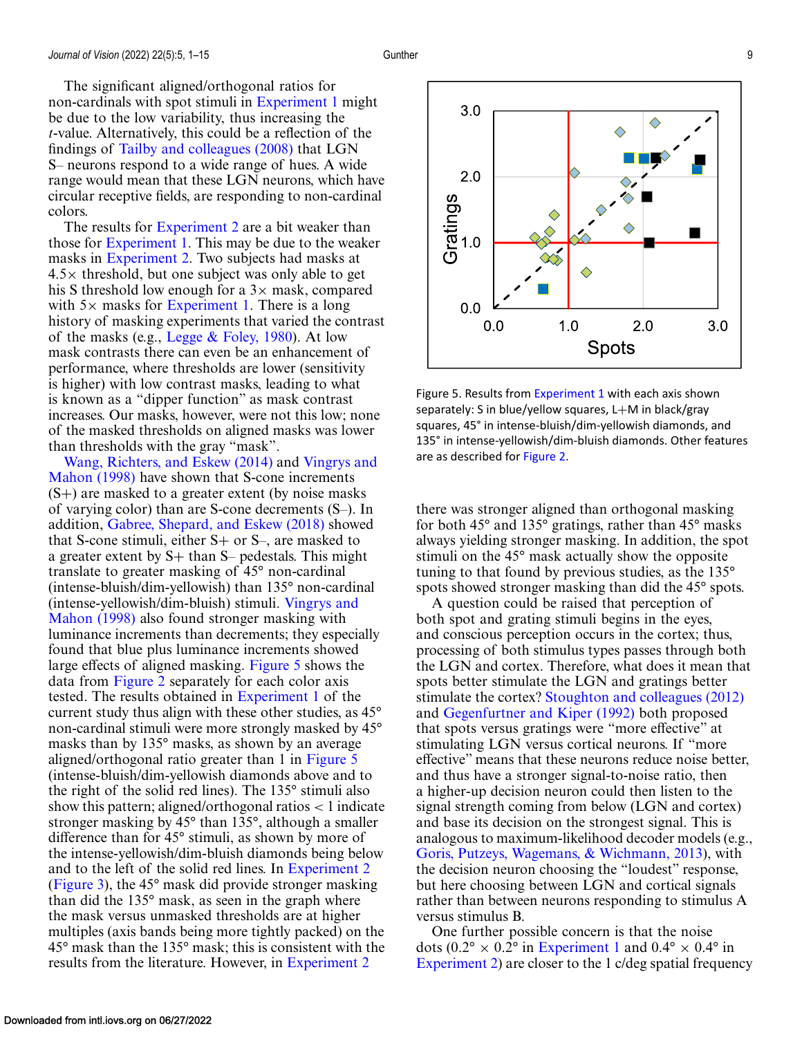The significant aligned/orthogonal ratios for non-cardinals with spot stimuli in Experiment 1 might be due to the low variability, thus increasing the *t*-value. Alternatively, this could be a reflection of the findings of Tailby and colleagues (2008) that LGN S– neurons respond to a wide range of hues. A wide range would mean that these LGN neurons, which have circular receptive fields, are responding to non-cardinal colors.

The results for Experiment 2 are a bit weaker than those for Experiment 1. This may be due to the weaker masks in Experiment 2. Two subjects had masks at 4.5× threshold, but one subject was only able to get his S threshold low enough for a 3× mask, compared with 5× masks for Experiment 1. There is a long history of masking experiments that varied the contrast of the masks (e.g., Legge & Foley, 1980). At low mask contrasts there can even be an enhancement of performance, where thresholds are lower (sensitivity is higher) with low contrast masks, leading to what is known as a "dipper function" as mask contrast increases. Our masks, however, were not this low; none of the masked thresholds on aligned masks was lower than thresholds with the gray "mask".

Wang, Richters, and Eskew (2014) and Vingrys and Mahon (1998) have shown that S-cone increments (S+) are masked to a greater extent (by noise masks of varying color) than are S-cone decrements (S–). In addition, Gabree, Shepard, and Eskew (2018) showed that S-cone stimuli, either S+ or S–, are masked to a greater extent by S+ than S– pedestals. This might translate to greater masking of 45° non-cardinal (intense-bluish/dim-yellowish) than 135° non-cardinal (intense-yellowish/dim-bluish) stimuli. Vingrys and Mahon (1998) also found stronger masking with luminance increments than decrements; they especially found that blue plus luminance increments showed large effects of aligned masking. Figure 5 shows the data from Figure 2 separately for each color axis tested. The results obtained in Experiment 1 of the current study thus align with these other studies, as 45° non-cardinal stimuli were more strongly masked by 45° masks than by 135° masks, as shown by an average aligned/orthogonal ratio greater than 1 in Figure 5 (intense-bluish/dim-yellowish diamonds above and to the right of the solid red lines). The 135° stimuli also show this pattern; aligned/orthogonal ratios < 1 indicate stronger masking by 45° than 135°, although a smaller difference than for 45° stimuli, as shown by more of the intense-yellowish/dim-bluish diamonds being below and to the left of the solid red lines. In Experiment 2 (Figure 3), the 45° mask did provide stronger masking than did the 135° mask, as seen in the graph where the mask versus unmasked thresholds are at higher multiples (axis bands being more tightly packed) on the 45° mask than the 135° mask; this is consistent with the results from the literature. However, in Experiment 2

Gratings
3.0
2.0
1.0
0.0
0.0
1.0
2.0
3.0
Spots

Figure 5. Results from Experiment 1 with each axis shown separately: S in blue/yellow squares, L+M in black/gray squares, 45° in intense-bluish/dim-yellowish diamonds, and 135° in intense-yellowish/dim-bluish diamonds. Other features are as described for Figure 2.

there was stronger aligned than orthogonal masking for both 45° and 135° gratings, rather than 45° masks always yielding stronger masking. In addition, the spot stimuli on the 45° mask actually show the opposite tuning to that found by previous studies, as the 135° spots showed stronger masking than did the 45° spots.

A question could be raised that perception of both spot and grating stimuli begins in the eyes, and conscious perception occurs in the cortex; thus, processing of both stimulus types passes through both the LGN and cortex. Therefore, what does it mean that spots better stimulate the LGN and gratings better stimulate the cortex? Stoughton and colleagues (2012) and Gegenfurtner and Kiper (1992) both proposed that spots versus gratings were "more effective" at stimulating LGN versus cortical neurons. If "more effective" means that these neurons reduce noise better, and thus have a stronger signal-to-noise ratio, then a higher-up decision neuron could then listen to the signal strength coming from below (LGN and cortex) and base its decision on the strongest signal. This is analogous to maximum-likelihood decoder models (e.g., Goris, Putzeys, Wagemans, & Wichmann, 2013), with the decision neuron choosing the "loudest" response, but here choosing between LGN and cortical signals rather than between neurons responding to stimulus A versus stimulus B.

One further possible concern is that the noise dots (0.2° × 0.2° in Experiment 1 and 0.4° × 0.4° in Experiment 2) are closer to the 1 c/deg spatial frequency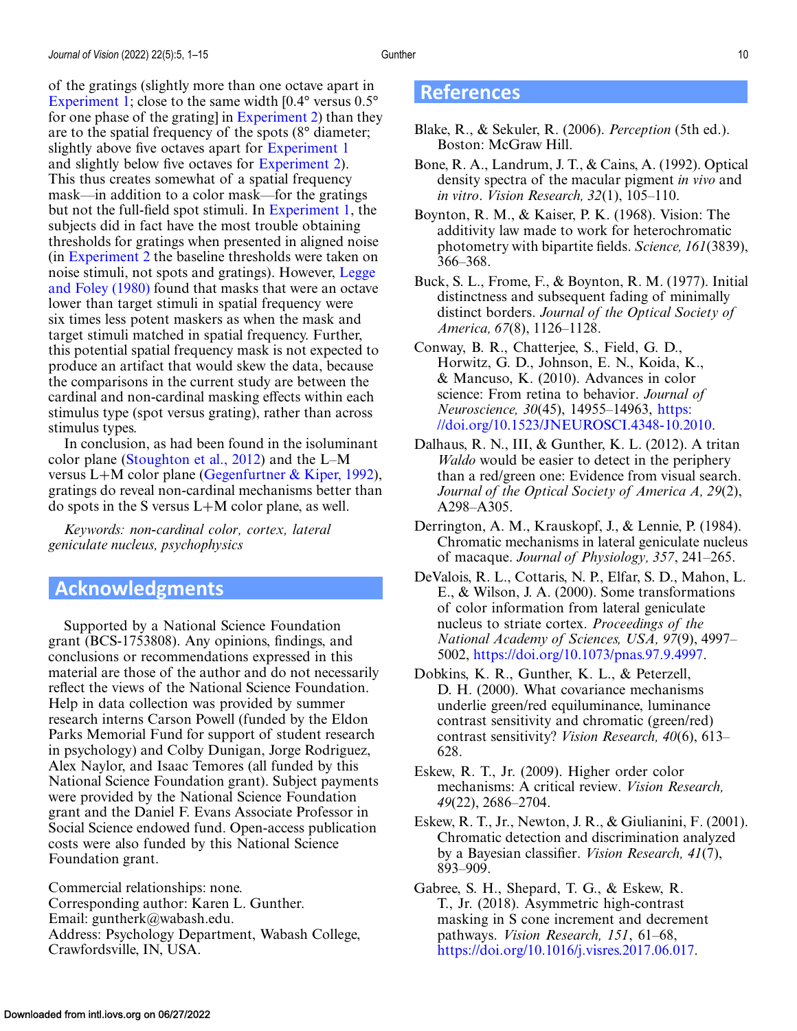of the gratings (slightly more than one octave apart in Experiment 1; close to the same width [0.4° versus 0.5° for one phase of the grating] in Experiment 2) than they are to the spatial frequency of the spots (8° diameter; slightly above five octaves apart for Experiment 1 and slightly below five octaves for Experiment 2). This thus creates somewhat of a spatial frequency mask—in addition to a color mask—for the gratings but not the full-field spot stimuli. In Experiment 1, the subjects did in fact have the most trouble obtaining thresholds for gratings when presented in aligned noise (in Experiment 2 the baseline thresholds were taken on noise stimuli, not spots and gratings). However, Legge and Foley (1980) found that masks that were an octave lower than target stimuli in spatial frequency were six times less potent maskers as when the mask and target stimuli matched in spatial frequency. Further, this potential spatial frequency mask is not expected to produce an artifact that would skew the data, because the comparisons in the current study are between the cardinal and non-cardinal masking effects within each stimulus type (spot versus grating), rather than across stimulus types.

In conclusion, as had been found in the isoluminant color plane (Stoughton et al., 2012) and the L–M versus L+M color plane (Gegenfurtner & Kiper, 1992), gratings do reveal non-cardinal mechanisms better than do spots in the S versus L+M color plane, as well.

*Keywords: non-cardinal color, cortex, lateral geniculate nucleus, psychophysics*

## Acknowledgments

Supported by a National Science Foundation grant (BCS-1753808). Any opinions, findings, and conclusions or recommendations expressed in this material are those of the author and do not necessarily reflect the views of the National Science Foundation. Help in data collection was provided by summer research interns Carson Powell (funded by the Eldon Parks Memorial Fund for support of student research in psychology) and Colby Dunigan, Jorge Rodriguez, Alex Naylor, and Isaac Temores (all funded by this National Science Foundation grant). Subject payments were provided by the National Science Foundation grant and the Daniel F. Evans Associate Professor in Social Science endowed fund. Open-access publication costs were also funded by this National Science Foundation grant.

Commercial relationships: none.
Corresponding author: Karen L. Gunther.
Email: guntherk@wabash.edu.
Address: Psychology Department, Wabash College, Crawfordsville, IN, USA.

## References

Blake, R., & Sekuler, R. (2006). *Perception* (5th ed.). Boston: McGraw Hill.

Bone, R. A., Landrum, J. T., & Cains, A. (1992). Optical density spectra of the macular pigment *in vivo* and *in vitro*. *Vision Research, 32*(1), 105–110.

Boynton, R. M., & Kaiser, P. K. (1968). Vision: The additivity law made to work for heterochromatic photometry with bipartite fields. *Science, 161*(3839), 366–368.

Buck, S. L., Frome, F., & Boynton, R. M. (1977). Initial distinctness and subsequent fading of minimally distinct borders. *Journal of the Optical Society of America, 67*(8), 1126–1128.

Conway, B. R., Chatterjee, S., Field, G. D., Horwitz, G. D., Johnson, E. N., Koida, K., & Mancuso, K. (2010). Advances in color science: From retina to behavior. *Journal of Neuroscience, 30*(45), 14955–14963, https://doi.org/10.1523/JNEUROSCI.4348-10.2010.

Dalhaus, R. N., III, & Gunther, K. L. (2012). A tritan *Waldo* would be easier to detect in the periphery than a red/green one: Evidence from visual search. *Journal of the Optical Society of America A, 29*(2), A298–A305.

Derrington, A. M., Krauskopf, J., & Lennie, P. (1984). Chromatic mechanisms in lateral geniculate nucleus of macaque. *Journal of Physiology, 357*, 241–265.

DeValois, R. L., Cottaris, N. P., Elfar, S. D., Mahon, L. E., & Wilson, J. A. (2000). Some transformations of color information from lateral geniculate nucleus to striate cortex. *Proceedings of the National Academy of Sciences, USA, 97*(9), 4997–5002, https://doi.org/10.1073/pnas.97.9.4997.

Dobkins, K. R., Gunther, K. L., & Peterzell, D. H. (2000). What covariance mechanisms underlie green/red equiluminance, luminance contrast sensitivity and chromatic (green/red) contrast sensitivity? *Vision Research, 40*(6), 613–628.

Eskew, R. T., Jr. (2009). Higher order color mechanisms: A critical review. *Vision Research, 49*(22), 2686–2704.

Eskew, R. T., Jr., Newton, J. R., & Giulianini, F. (2001). Chromatic detection and discrimination analyzed by a Bayesian classifier. *Vision Research, 41*(7), 893–909.

Gabree, S. H., Shepard, T. G., & Eskew, R. T., Jr. (2018). Asymmetric high-contrast masking in S cone increment and decrement pathways. *Vision Research, 151*, 61–68, https://doi.org/10.1016/j.visres.2017.06.017.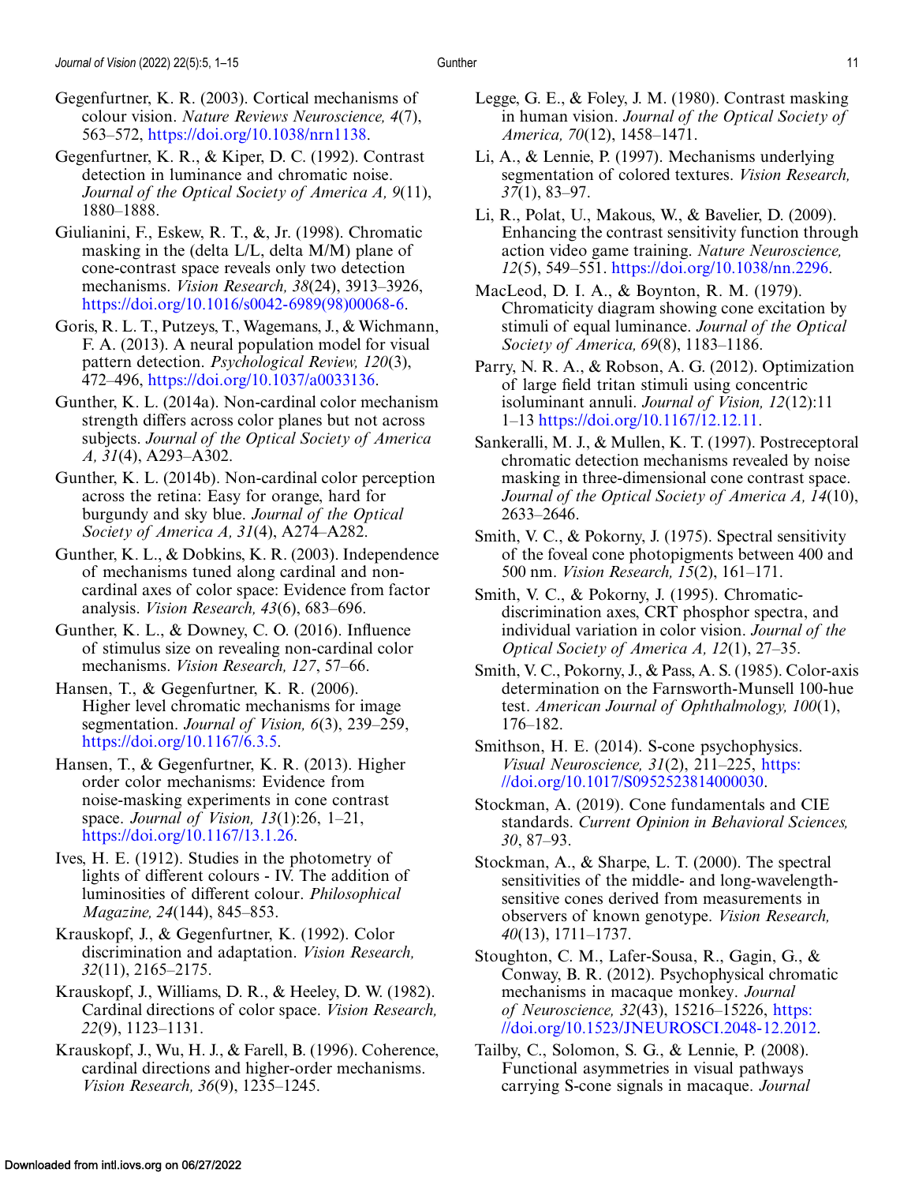Gegenfurtner, K. R. (2003). Cortical mechanisms of colour vision. *Nature Reviews Neuroscience, 4*(7), 563–572, https://doi.org/10.1038/nrn1138.

Gegenfurtner, K. R., & Kiper, D. C. (1992). Contrast detection in luminance and chromatic noise. *Journal of the Optical Society of America A, 9*(11), 1880–1888.

Giulianini, F., Eskew, R. T., &, Jr. (1998). Chromatic masking in the (delta L/L, delta M/M) plane of cone-contrast space reveals only two detection mechanisms. *Vision Research, 38*(24), 3913–3926, https://doi.org/10.1016/s0042-6989(98)00068-6.

Goris, R. L. T., Putzeys, T., Wagemans, J., & Wichmann, F. A. (2013). A neural population model for visual pattern detection. *Psychological Review, 120*(3), 472–496, https://doi.org/10.1037/a0033136.

Gunther, K. L. (2014a). Non-cardinal color mechanism strength differs across color planes but not across subjects. *Journal of the Optical Society of America A, 31*(4), A293–A302.

Gunther, K. L. (2014b). Non-cardinal color perception across the retina: Easy for orange, hard for burgundy and sky blue. *Journal of the Optical Society of America A, 31*(4), A274–A282.

Gunther, K. L., & Dobkins, K. R. (2003). Independence of mechanisms tuned along cardinal and non-cardinal axes of color space: Evidence from factor analysis. *Vision Research, 43*(6), 683–696.

Gunther, K. L., & Downey, C. O. (2016). Influence of stimulus size on revealing non-cardinal color mechanisms. *Vision Research, 127*, 57–66.

Hansen, T., & Gegenfurtner, K. R. (2006). Higher level chromatic mechanisms for image segmentation. *Journal of Vision, 6*(3), 239–259, https://doi.org/10.1167/6.3.5.

Hansen, T., & Gegenfurtner, K. R. (2013). Higher order color mechanisms: Evidence from noise-masking experiments in cone contrast space. *Journal of Vision, 13*(1):26, 1–21, https://doi.org/10.1167/13.1.26.

Ives, H. E. (1912). Studies in the photometry of lights of different colours - IV. The addition of luminosities of different colour. *Philosophical Magazine, 24*(144), 845–853.

Krauskopf, J., & Gegenfurtner, K. (1992). Color discrimination and adaptation. *Vision Research, 32*(11), 2165–2175.

Krauskopf, J., Williams, D. R., & Heeley, D. W. (1982). Cardinal directions of color space. *Vision Research, 22*(9), 1123–1131.

Krauskopf, J., Wu, H. J., & Farell, B. (1996). Coherence, cardinal directions and higher-order mechanisms. *Vision Research, 36*(9), 1235–1245.

Legge, G. E., & Foley, J. M. (1980). Contrast masking in human vision. *Journal of the Optical Society of America, 70*(12), 1458–1471.

Li, A., & Lennie, P. (1997). Mechanisms underlying segmentation of colored textures. *Vision Research, 37*(1), 83–97.

Li, R., Polat, U., Makous, W., & Bavelier, D. (2009). Enhancing the contrast sensitivity function through action video game training. *Nature Neuroscience, 12*(5), 549–551. https://doi.org/10.1038/nn.2296.

MacLeod, D. I. A., & Boynton, R. M. (1979). Chromaticity diagram showing cone excitation by stimuli of equal luminance. *Journal of the Optical Society of America, 69*(8), 1183–1186.

Parry, N. R. A., & Robson, A. G. (2012). Optimization of large field tritan stimuli using concentric isoluminant annuli. *Journal of Vision, 12*(12):11 1–13 https://doi.org/10.1167/12.12.11.

Sankeralli, M. J., & Mullen, K. T. (1997). Postreceptoral chromatic detection mechanisms revealed by noise masking in three-dimensional cone contrast space. *Journal of the Optical Society of America A, 14*(10), 2633–2646.

Smith, V. C., & Pokorny, J. (1975). Spectral sensitivity of the foveal cone photopigments between 400 and 500 nm. *Vision Research, 15*(2), 161–171.

Smith, V. C., & Pokorny, J. (1995). Chromatic-discrimination axes, CRT phosphor spectra, and individual variation in color vision. *Journal of the Optical Society of America A, 12*(1), 27–35.

Smith, V. C., Pokorny, J., & Pass, A. S. (1985). Color-axis determination on the Farnsworth-Munsell 100-hue test. *American Journal of Ophthalmology, 100*(1), 176–182.

Smithson, H. E. (2014). S-cone psychophysics. *Visual Neuroscience, 31*(2), 211–225, https://doi.org/10.1017/S0952523814000030.

Stockman, A. (2019). Cone fundamentals and CIE standards. *Current Opinion in Behavioral Sciences, 30*, 87–93.

Stockman, A., & Sharpe, L. T. (2000). The spectral sensitivities of the middle- and long-wavelength-sensitive cones derived from measurements in observers of known genotype. *Vision Research, 40*(13), 1711–1737.

Stoughton, C. M., Lafer-Sousa, R., Gagin, G., & Conway, B. R. (2012). Psychophysical chromatic mechanisms in macaque monkey. *Journal of Neuroscience, 32*(43), 15216–15226, https://doi.org/10.1523/JNEUROSCI.2048-12.2012.

Tailby, C., Solomon, S. G., & Lennie, P. (2008). Functional asymmetries in visual pathways carrying S-cone signals in macaque. *Journal*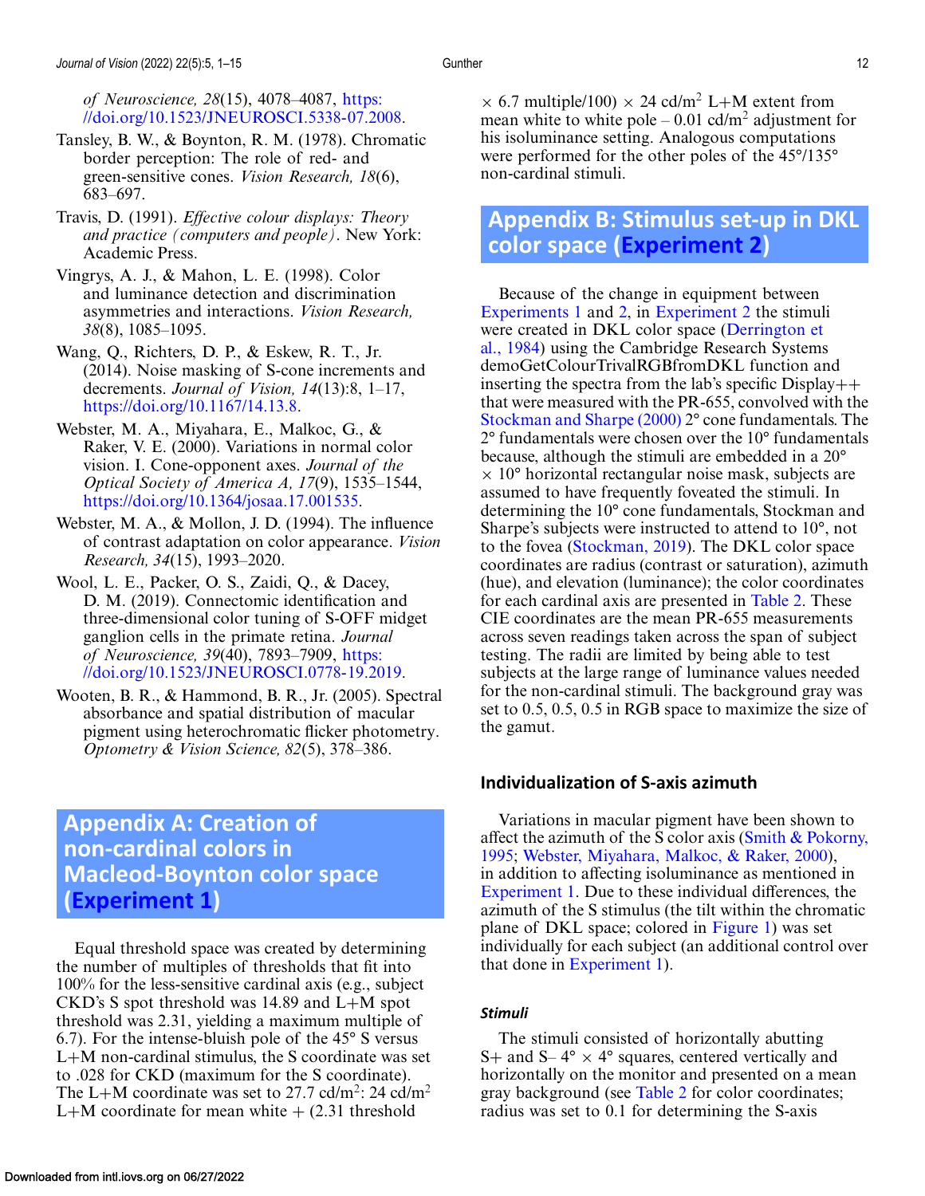*of Neuroscience, 28*(15), 4078–4087, https://doi.org/10.1523/JNEUROSCI.5338-07.2008.

Tansley, B. W., & Boynton, R. M. (1978). Chromatic border perception: The role of red- and green-sensitive cones. *Vision Research, 18*(6), 683–697.

Travis, D. (1991). *Effective colour displays: Theory and practice (computers and people)*. New York: Academic Press.

Vingrys, A. J., & Mahon, L. E. (1998). Color and luminance detection and discrimination asymmetries and interactions. *Vision Research, 38*(8), 1085–1095.

Wang, Q., Richters, D. P., & Eskew, R. T., Jr. (2014). Noise masking of S-cone increments and decrements. *Journal of Vision, 14*(13):8, 1–17, https://doi.org/10.1167/14.13.8.

Webster, M. A., Miyahara, E., Malkoc, G., & Raker, V. E. (2000). Variations in normal color vision. I. Cone-opponent axes. *Journal of the Optical Society of America A, 17*(9), 1535–1544, https://doi.org/10.1364/josaa.17.001535.

Webster, M. A., & Mollon, J. D. (1994). The influence of contrast adaptation on color appearance. *Vision Research, 34*(15), 1993–2020.

Wool, L. E., Packer, O. S., Zaidi, Q., & Dacey, D. M. (2019). Connectomic identification and three-dimensional color tuning of S-OFF midget ganglion cells in the primate retina. *Journal of Neuroscience, 39*(40), 7893–7909, https://doi.org/10.1523/JNEUROSCI.0778-19.2019.

Wooten, B. R., & Hammond, B. R., Jr. (2005). Spectral absorbance and spatial distribution of macular pigment using heterochromatic flicker photometry. *Optometry & Vision Science, 82*(5), 378–386.

## Appendix A: Creation of non-cardinal colors in Macleod-Boynton color space (Experiment 1)

Equal threshold space was created by determining the number of multiples of thresholds that fit into 100% for the less-sensitive cardinal axis (e.g., subject CKD's S spot threshold was 14.89 and L+M spot threshold was 2.31, yielding a maximum multiple of 6.7). For the intense-bluish pole of the 45° S versus L+M non-cardinal stimulus, the S coordinate was set to .028 for CKD (maximum for the S coordinate). The L+M coordinate was set to 27.7 cd/m$^2$: 24 cd/m$^2$ L+M coordinate for mean white + (2.31 threshold × 6.7 multiple/100) × 24 cd/m$^2$ L+M extent from mean white to white pole – 0.01 cd/m$^2$ adjustment for his isoluminance setting. Analogous computations were performed for the other poles of the 45°/135° non-cardinal stimuli.

## Appendix B: Stimulus set-up in DKL color space (Experiment 2)

Because of the change in equipment between Experiments 1 and 2, in Experiment 2 the stimuli were created in DKL color space (Derrington et al., 1984) using the Cambridge Research Systems demoGetColourTrivalRGBfromDKL function and inserting the spectra from the lab's specific Display++ that were measured with the PR-655, convolved with the Stockman and Sharpe (2000) 2° cone fundamentals. The 2° fundamentals were chosen over the 10° fundamentals because, although the stimuli are embedded in a 20° × 10° horizontal rectangular noise mask, subjects are assumed to have frequently foveated the stimuli. In determining the 10° cone fundamentals, Stockman and Sharpe's subjects were instructed to attend to 10°, not to the fovea (Stockman, 2019). The DKL color space coordinates are radius (contrast or saturation), azimuth (hue), and elevation (luminance); the color coordinates for each cardinal axis are presented in Table 2. These CIE coordinates are the mean PR-655 measurements across seven readings taken across the span of subject testing. The radii are limited by being able to test subjects at the large range of luminance values needed for the non-cardinal stimuli. The background gray was set to 0.5, 0.5, 0.5 in RGB space to maximize the size of the gamut.

### Individualization of S-axis azimuth

Variations in macular pigment have been shown to affect the azimuth of the S color axis (Smith & Pokorny, 1995; Webster, Miyahara, Malkoc, & Raker, 2000), in addition to affecting isoluminance as mentioned in Experiment 1. Due to these individual differences, the azimuth of the S stimulus (the tilt within the chromatic plane of DKL space; colored in Figure 1) was set individually for each subject (an additional control over that done in Experiment 1).

#### *Stimuli*

The stimuli consisted of horizontally abutting S+ and S– 4° × 4° squares, centered vertically and horizontally on the monitor and presented on a mean gray background (see Table 2 for color coordinates; radius was set to 0.1 for determining the S-axis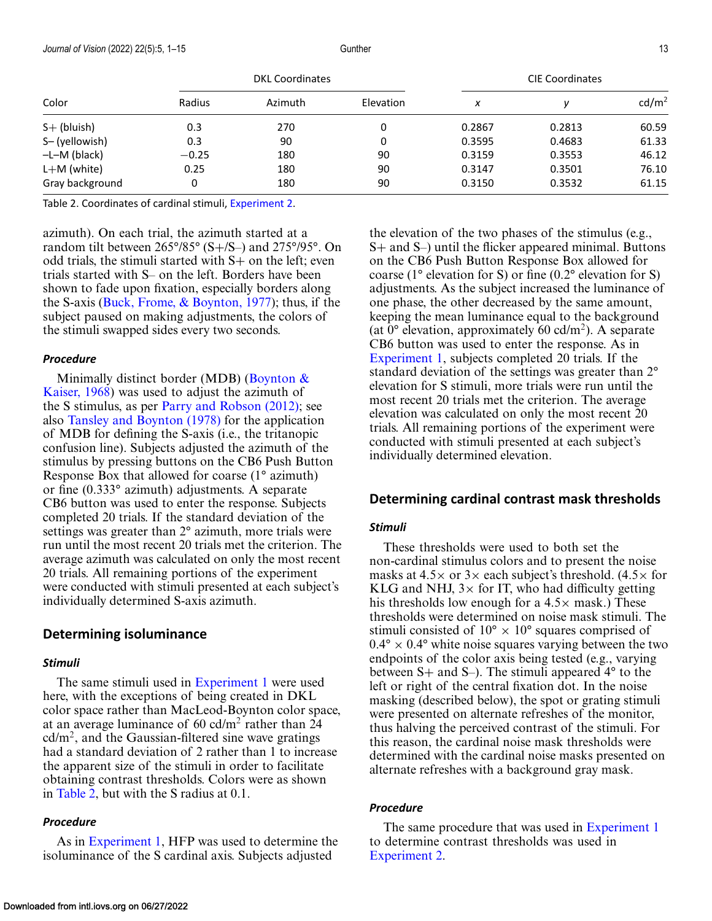| Color | DKL Coordinates | | | CIE Coordinates | | |
|---|---|---|---|---|---|---|
| | Radius | Azimuth | Elevation | $x$ | $y$ | cd/m$^2$ |
| S+ (bluish) | 0.3 | 270 | 0 | 0.2867 | 0.2813 | 60.59 |
| S– (yellowish) | 0.3 | 90 | 0 | 0.3595 | 0.4683 | 61.33 |
| –L–M (black) | −0.25 | 180 | 90 | 0.3159 | 0.3553 | 46.12 |
| L+M (white) | 0.25 | 180 | 90 | 0.3147 | 0.3501 | 76.10 |
| Gray background | 0 | 180 | 90 | 0.3150 | 0.3532 | 61.15 |

Table 2. Coordinates of cardinal stimuli, Experiment 2.

azimuth). On each trial, the azimuth started at a random tilt between 265°/85° (S+/S–) and 275°/95°. On odd trials, the stimuli started with S+ on the left; even trials started with S– on the left. Borders have been shown to fade upon fixation, especially borders along the S-axis (Buck, Frome, & Boynton, 1977); thus, if the subject paused on making adjustments, the colors of the stimuli swapped sides every two seconds.

### Procedure

Minimally distinct border (MDB) (Boynton & Kaiser, 1968) was used to adjust the azimuth of the S stimulus, as per Parry and Robson (2012); see also Tansley and Boynton (1978) for the application of MDB for defining the S-axis (i.e., the tritanopic confusion line). Subjects adjusted the azimuth of the stimulus by pressing buttons on the CB6 Push Button Response Box that allowed for coarse (1° azimuth) or fine (0.333° azimuth) adjustments. A separate CB6 button was used to enter the response. Subjects completed 20 trials. If the standard deviation of the settings was greater than 2° azimuth, more trials were run until the most recent 20 trials met the criterion. The average azimuth was calculated on only the most recent 20 trials. All remaining portions of the experiment were conducted with stimuli presented at each subject's individually determined S-axis azimuth.

## Determining isoluminance

### Stimuli

The same stimuli used in Experiment 1 were used here, with the exceptions of being created in DKL color space rather than MacLeod-Boynton color space, at an average luminance of 60 cd/m$^2$ rather than 24 cd/m$^2$, and the Gaussian-filtered sine wave gratings had a standard deviation of 2 rather than 1 to increase the apparent size of the stimuli in order to facilitate obtaining contrast thresholds. Colors were as shown in Table 2, but with the S radius at 0.1.

### Procedure

As in Experiment 1, HFP was used to determine the isoluminance of the S cardinal axis. Subjects adjusted the elevation of the two phases of the stimulus (e.g., S+ and S–) until the flicker appeared minimal. Buttons on the CB6 Push Button Response Box allowed for coarse (1° elevation for S) or fine (0.2° elevation for S) adjustments. As the subject increased the luminance of one phase, the other decreased by the same amount, keeping the mean luminance equal to the background (at 0° elevation, approximately 60 cd/m$^2$). A separate CB6 button was used to enter the response. As in Experiment 1, subjects completed 20 trials. If the standard deviation of the settings was greater than 2° elevation for S stimuli, more trials were run until the most recent 20 trials met the criterion. The average elevation was calculated on only the most recent 20 trials. All remaining portions of the experiment were conducted with stimuli presented at each subject's individually determined elevation.

## Determining cardinal contrast mask thresholds

### Stimuli

These thresholds were used to both set the non-cardinal stimulus colors and to present the noise masks at 4.5× or 3× each subject's threshold. (4.5× for KLG and NHJ, 3× for IT, who had difficulty getting his thresholds low enough for a 4.5× mask.) These thresholds were determined on noise mask stimuli. The stimuli consisted of 10° × 10° squares comprised of 0.4° × 0.4° white noise squares varying between the two endpoints of the color axis being tested (e.g., varying between S+ and S–). The stimuli appeared 4° to the left or right of the central fixation dot. In the noise masking (described below), the spot or grating stimuli were presented on alternate refreshes of the monitor, thus halving the perceived contrast of the stimuli. For this reason, the cardinal noise mask thresholds were determined with the cardinal noise masks presented on alternate refreshes with a background gray mask.

### Procedure

The same procedure that was used in Experiment 1 to determine contrast thresholds was used in Experiment 2.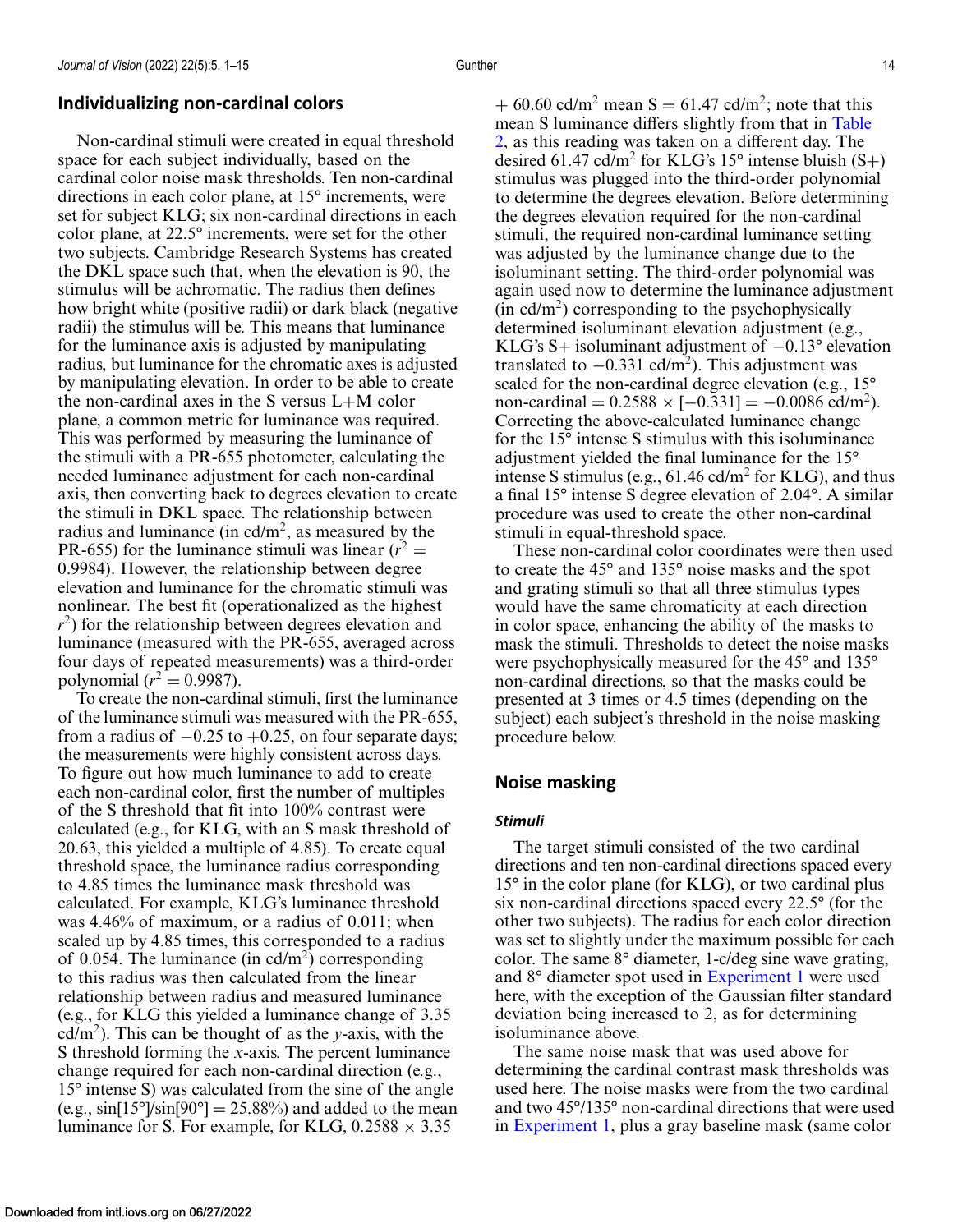## Individualizing non-cardinal colors

Non-cardinal stimuli were created in equal threshold space for each subject individually, based on the cardinal color noise mask thresholds. Ten non-cardinal directions in each color plane, at 15° increments, were set for subject KLG; six non-cardinal directions in each color plane, at 22.5° increments, were set for the other two subjects. Cambridge Research Systems has created the DKL space such that, when the elevation is 90, the stimulus will be achromatic. The radius then defines how bright white (positive radii) or dark black (negative radii) the stimulus will be. This means that luminance for the luminance axis is adjusted by manipulating radius, but luminance for the chromatic axes is adjusted by manipulating elevation. In order to be able to create the non-cardinal axes in the S versus L+M color plane, a common metric for luminance was required. This was performed by measuring the luminance of the stimuli with a PR-655 photometer, calculating the needed luminance adjustment for each non-cardinal axis, then converting back to degrees elevation to create the stimuli in DKL space. The relationship between radius and luminance (in cd/m$^2$, as measured by the PR-655) for the luminance stimuli was linear ($r^2 = 0.9984$). However, the relationship between degree elevation and luminance for the chromatic stimuli was nonlinear. The best fit (operationalized as the highest $r^2$) for the relationship between degrees elevation and luminance (measured with the PR-655, averaged across four days of repeated measurements) was a third-order polynomial ($r^2 = 0.9987$).

To create the non-cardinal stimuli, first the luminance of the luminance stimuli was measured with the PR-655, from a radius of −0.25 to +0.25, on four separate days; the measurements were highly consistent across days. To figure out how much luminance to add to create each non-cardinal color, first the number of multiples of the S threshold that fit into 100% contrast were calculated (e.g., for KLG, with an S mask threshold of 20.63, this yielded a multiple of 4.85). To create equal threshold space, the luminance radius corresponding to 4.85 times the luminance mask threshold was calculated. For example, KLG's luminance threshold was 4.46% of maximum, or a radius of 0.011; when scaled up by 4.85 times, this corresponded to a radius of 0.054. The luminance (in cd/m$^2$) corresponding to this radius was then calculated from the linear relationship between radius and measured luminance (e.g., for KLG this yielded a luminance change of 3.35 cd/m$^2$). This can be thought of as the $y$-axis, with the S threshold forming the $x$-axis. The percent luminance change required for each non-cardinal direction (e.g., 15° intense S) was calculated from the sine of the angle (e.g., sin[15°]/sin[90°] = 25.88%) and added to the mean luminance for S. For example, for KLG, 0.2588 × 3.35 + 60.60 cd/m$^2$ mean S = 61.47 cd/m$^2$; note that this mean S luminance differs slightly from that in Table 2, as this reading was taken on a different day. The desired 61.47 cd/m$^2$ for KLG's 15° intense bluish (S+) stimulus was plugged into the third-order polynomial to determine the degrees elevation. Before determining the degrees elevation required for the non-cardinal stimuli, the required non-cardinal luminance setting was adjusted by the luminance change due to the isoluminant setting. The third-order polynomial was again used now to determine the luminance adjustment (in cd/m$^2$) corresponding to the psychophysically determined isoluminant elevation adjustment (e.g., KLG's S+ isoluminant adjustment of −0.13° elevation translated to −0.331 cd/m$^2$). This adjustment was scaled for the non-cardinal degree elevation (e.g., 15° non-cardinal = 0.2588 × [−0.331] = −0.0086 cd/m$^2$). Correcting the above-calculated luminance change for the 15° intense S stimulus with this isoluminance adjustment yielded the final luminance for the 15° intense S stimulus (e.g., 61.46 cd/m$^2$ for KLG), and thus a final 15° intense S degree elevation of 2.04°. A similar procedure was used to create the other non-cardinal stimuli in equal-threshold space.

These non-cardinal color coordinates were then used to create the 45° and 135° noise masks and the spot and grating stimuli so that all three stimulus types would have the same chromaticity at each direction in color space, enhancing the ability of the masks to mask the stimuli. Thresholds to detect the noise masks were psychophysically measured for the 45° and 135° non-cardinal directions, so that the masks could be presented at 3 times or 4.5 times (depending on the subject) each subject's threshold in the noise masking procedure below.

## Noise masking

### *Stimuli*

The target stimuli consisted of the two cardinal directions and ten non-cardinal directions spaced every 15° in the color plane (for KLG), or two cardinal plus six non-cardinal directions spaced every 22.5° (for the other two subjects). The radius for each color direction was set to slightly under the maximum possible for each color. The same 8° diameter, 1-c/deg sine wave grating, and 8° diameter spot used in Experiment 1 were used here, with the exception of the Gaussian filter standard deviation being increased to 2, as for determining isoluminance above.

The same noise mask that was used above for determining the cardinal contrast mask thresholds was used here. The noise masks were from the two cardinal and two 45°/135° non-cardinal directions that were used in Experiment 1, plus a gray baseline mask (same color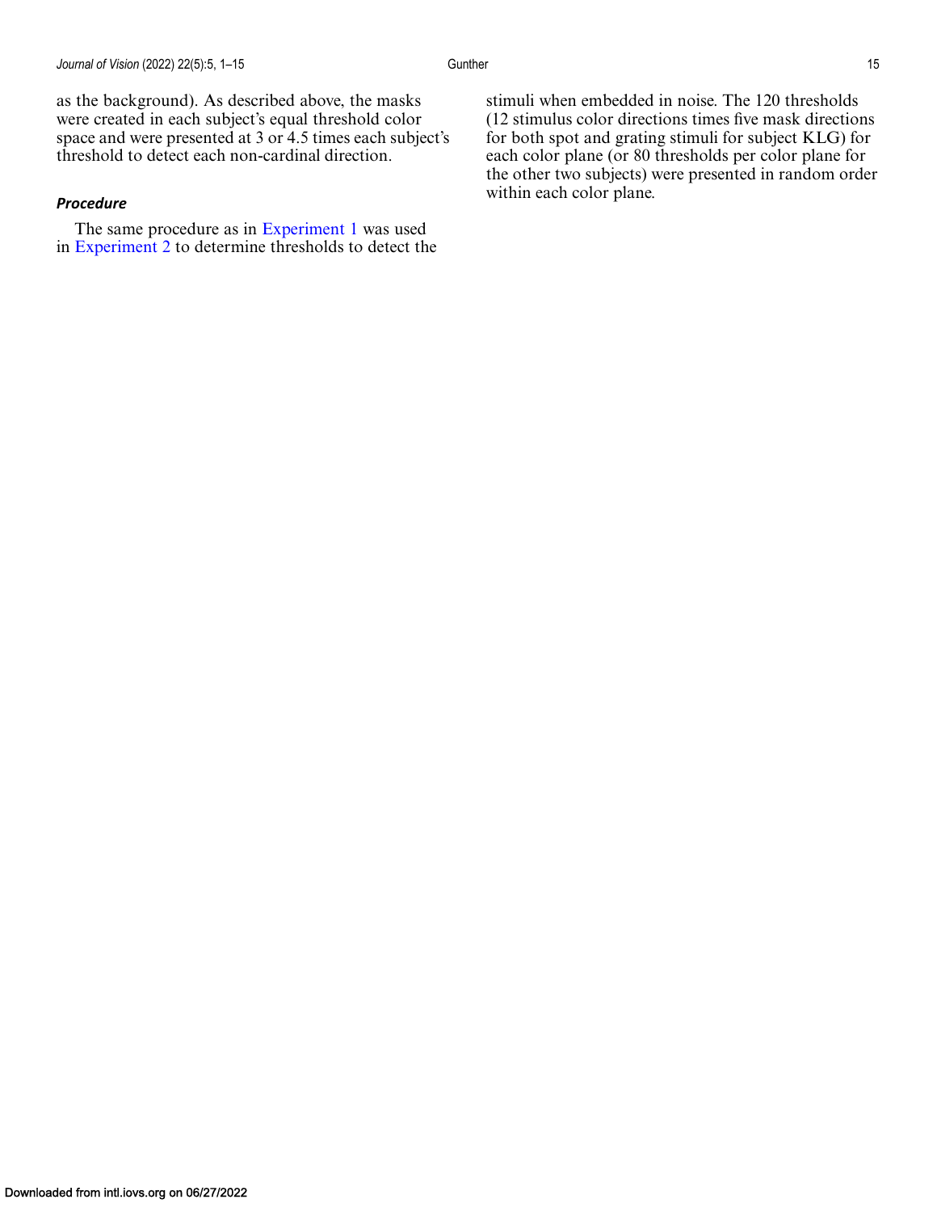as the background). As described above, the masks were created in each subject's equal threshold color space and were presented at 3 or 4.5 times each subject's threshold to detect each non-cardinal direction.

### *Procedure*

The same procedure as in Experiment 1 was used in Experiment 2 to determine thresholds to detect the stimuli when embedded in noise. The 120 thresholds (12 stimulus color directions times five mask directions for both spot and grating stimuli for subject KLG) for each color plane (or 80 thresholds per color plane for the other two subjects) were presented in random order within each color plane.